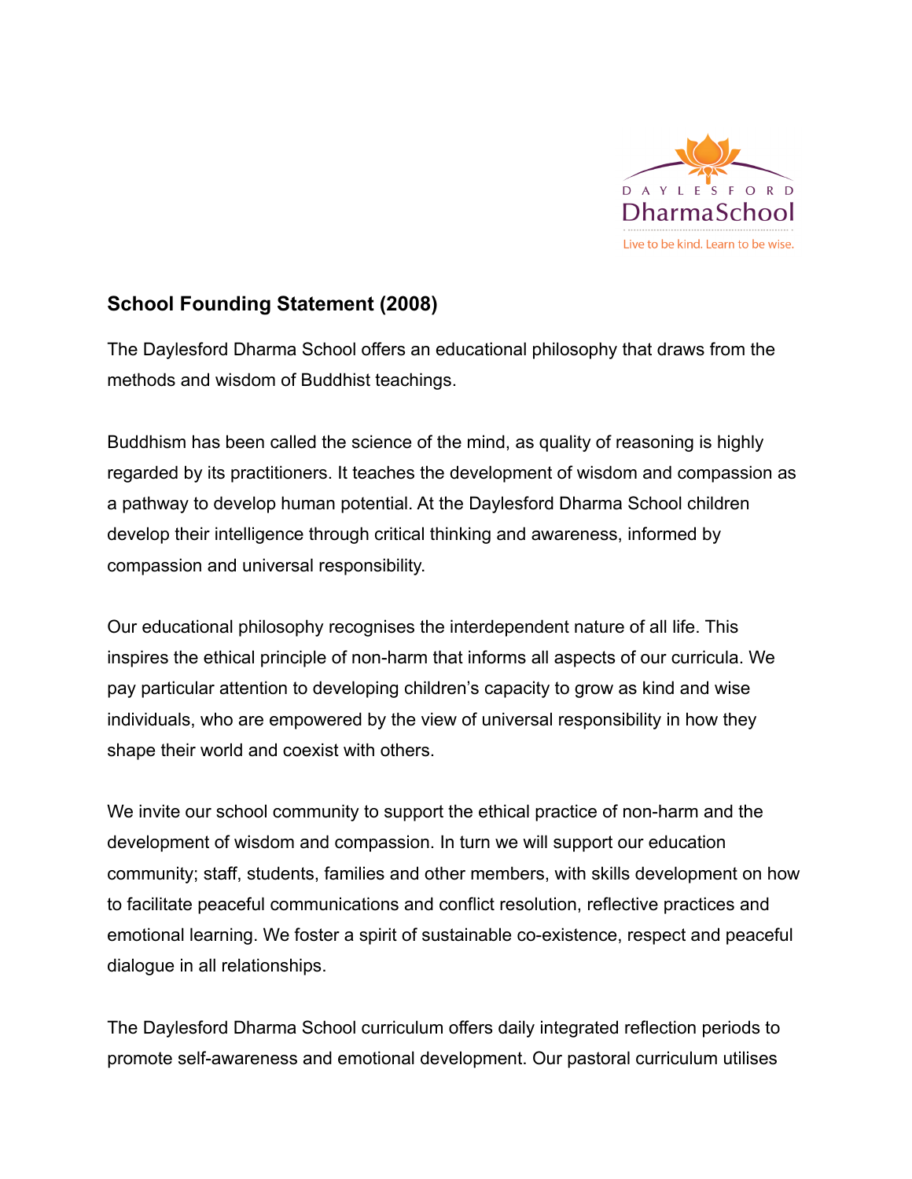DAYLESFORD DharmaSchool

Live to be kind. Learn to be wise.

## School Founding Statement (2008)

The Daylesford Dharma School offers an educational philosophy that draws from the methods and wisdom of Buddhist teachings.

Buddhism has been called the science of the mind, as quality of reasoning is highly regarded by its practitioners. It teaches the development of wisdom and compassion as a pathway to develop human potential. At the Daylesford Dharma School children develop their intelligence through critical thinking and awareness, informed by compassion and universal responsibility.

Our educational philosophy recognises the interdependent nature of all life. This inspires the ethical principle of non-harm that informs all aspects of our curricula. We pay particular attention to developing children's capacity to grow as kind and wise individuals, who are empowered by the view of universal responsibility in how they shape their world and coexist with others.

We invite our school community to support the ethical practice of non-harm and the development of wisdom and compassion. In turn we will support our education community; staff, students, families and other members, with skills development on how to facilitate peaceful communications and conflict resolution, reflective practices and emotional learning. We foster a spirit of sustainable co-existence, respect and peaceful dialogue in all relationships.

The Daylesford Dharma School curriculum offers daily integrated reflection periods to promote self-awareness and emotional development. Our pastoral curriculum utilises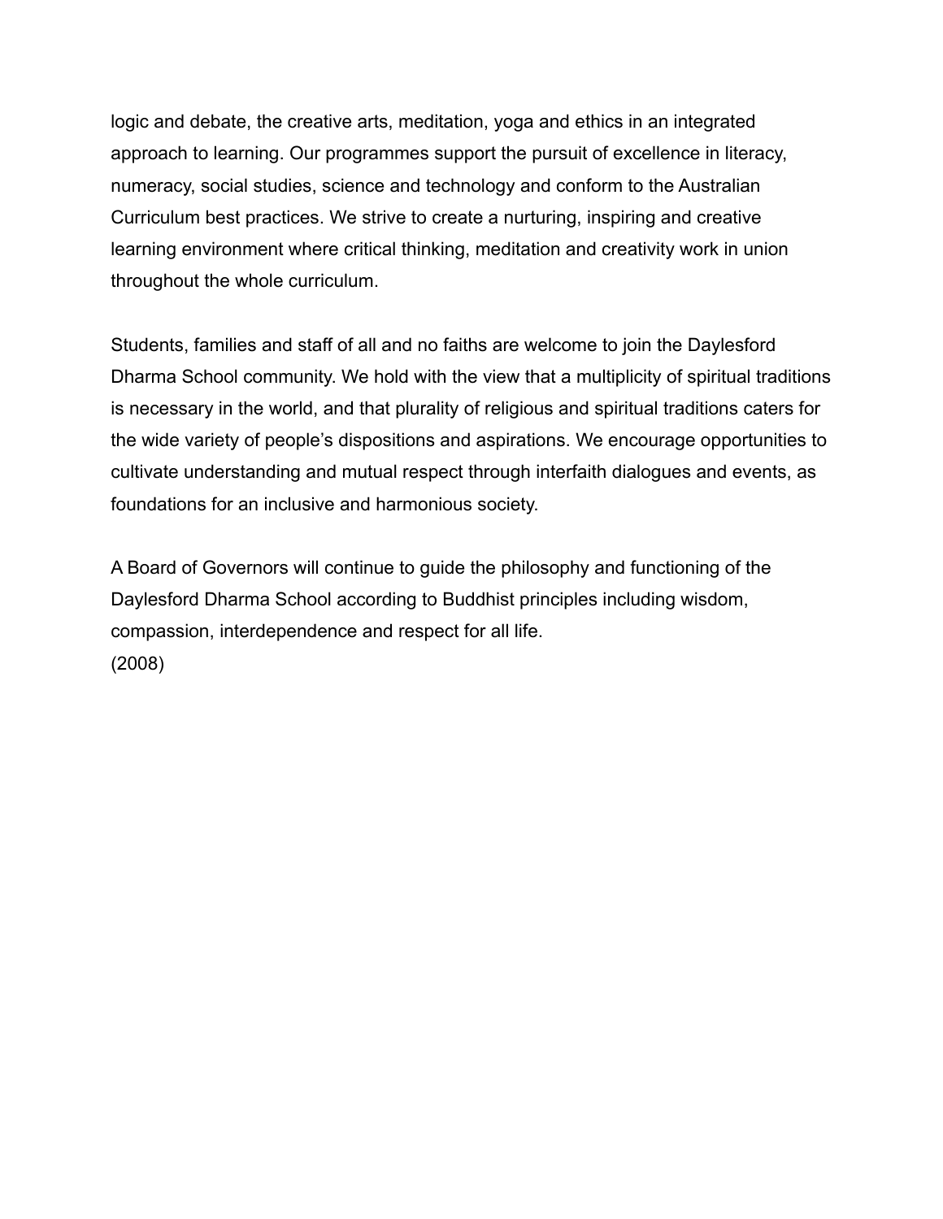logic and debate, the creative arts, meditation, yoga and ethics in an integrated approach to learning. Our programmes support the pursuit of excellence in literacy, numeracy, social studies, science and technology and conform to the Australian Curriculum best practices. We strive to create a nurturing, inspiring and creative learning environment where critical thinking, meditation and creativity work in union throughout the whole curriculum.

Students, families and staff of all and no faiths are welcome to join the Daylesford Dharma School community. We hold with the view that a multiplicity of spiritual traditions is necessary in the world, and that plurality of religious and spiritual traditions caters for the wide variety of people's dispositions and aspirations. We encourage opportunities to cultivate understanding and mutual respect through interfaith dialogues and events, as foundations for an inclusive and harmonious society.

A Board of Governors will continue to guide the philosophy and functioning of the Daylesford Dharma School according to Buddhist principles including wisdom, compassion, interdependence and respect for all life.
(2008)